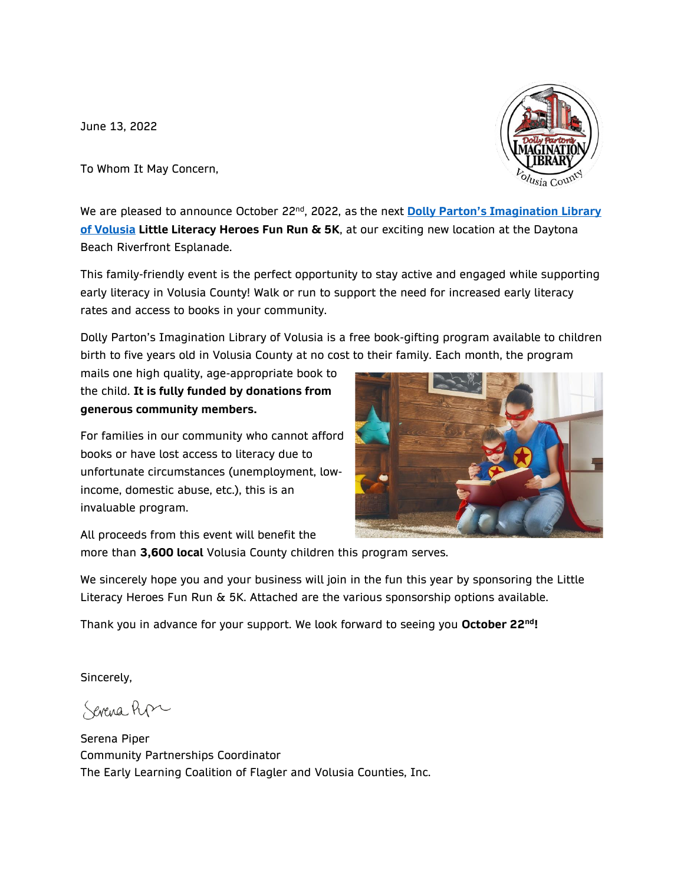June 13, 2022

To Whom It May Concern,

We are pleased to announce October 22nd, 2022, as the next **Dolly Parton's Imagination Library of Volusia** **Little Literacy Heroes Fun Run & 5K**, at our exciting new location at the Daytona Beach Riverfront Esplanade.

This family-friendly event is the perfect opportunity to stay active and engaged while supporting early literacy in Volusia County! Walk or run to support the need for increased early literacy rates and access to books in your community.

Dolly Parton's Imagination Library of Volusia is a free book-gifting program available to children birth to five years old in Volusia County at no cost to their family. Each month, the program mails one high quality, age-appropriate book to the child. **It is fully funded by donations from generous community members.**

For families in our community who cannot afford books or have lost access to literacy due to unfortunate circumstances (unemployment, low-income, domestic abuse, etc.), this is an invaluable program.

All proceeds from this event will benefit the more than **3,600 local** Volusia County children this program serves.

We sincerely hope you and your business will join in the fun this year by sponsoring the Little Literacy Heroes Fun Run & 5K. Attached are the various sponsorship options available.

Thank you in advance for your support. We look forward to seeing you **October 22nd!**

Sincerely,

Serena Piper
Community Partnerships Coordinator
The Early Learning Coalition of Flagler and Volusia Counties, Inc.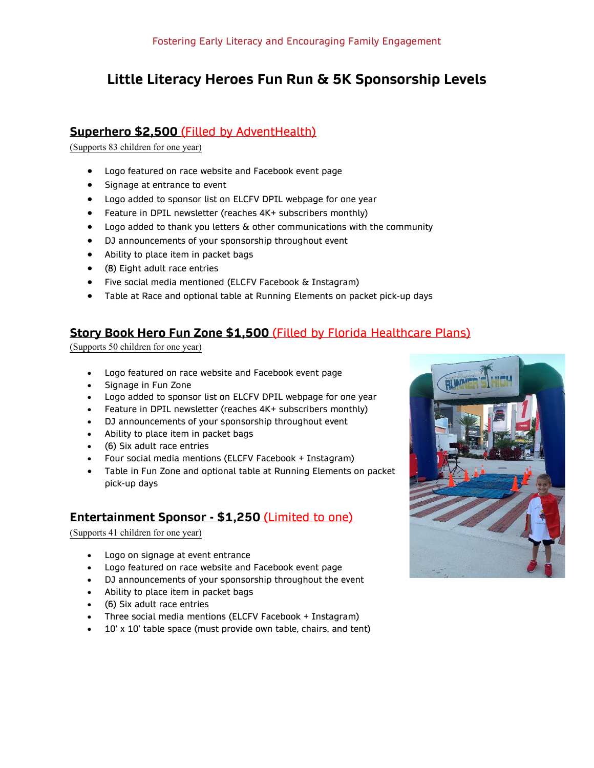Fostering Early Literacy and Encouraging Family Engagement

# Little Literacy Heroes Fun Run & 5K Sponsorship Levels

## Superhero $2,500 (Filled by AdventHealth)

(Supports 83 children for one year)

- Logo featured on race website and Facebook event page
- Signage at entrance to event
- Logo added to sponsor list on ELCFV DPIL webpage for one year
- Feature in DPIL newsletter (reaches 4K+ subscribers monthly)
- Logo added to thank you letters & other communications with the community
- DJ announcements of your sponsorship throughout event
- Ability to place item in packet bags
- (8) Eight adult race entries
- Five social media mentioned (ELCFV Facebook & Instagram)
- Table at Race and optional table at Running Elements on packet pick-up days

## Story Book Hero Fun Zone $1,500 (Filled by Florida Healthcare Plans)

(Supports 50 children for one year)

- Logo featured on race website and Facebook event page
- Signage in Fun Zone
- Logo added to sponsor list on ELCFV DPIL webpage for one year
- Feature in DPIL newsletter (reaches 4K+ subscribers monthly)
- DJ announcements of your sponsorship throughout event
- Ability to place item in packet bags
- (6) Six adult race entries
- Four social media mentions (ELCFV Facebook + Instagram)
- Table in Fun Zone and optional table at Running Elements on packet pick-up days

## Entertainment Sponsor - $1,250 (Limited to one)

(Supports 41 children for one year)

- Logo on signage at event entrance
- Logo featured on race website and Facebook event page
- DJ announcements of your sponsorship throughout the event
- Ability to place item in packet bags
- (6) Six adult race entries
- Three social media mentions (ELCFV Facebook + Instagram)
- 10' x 10' table space (must provide own table, chairs, and tent)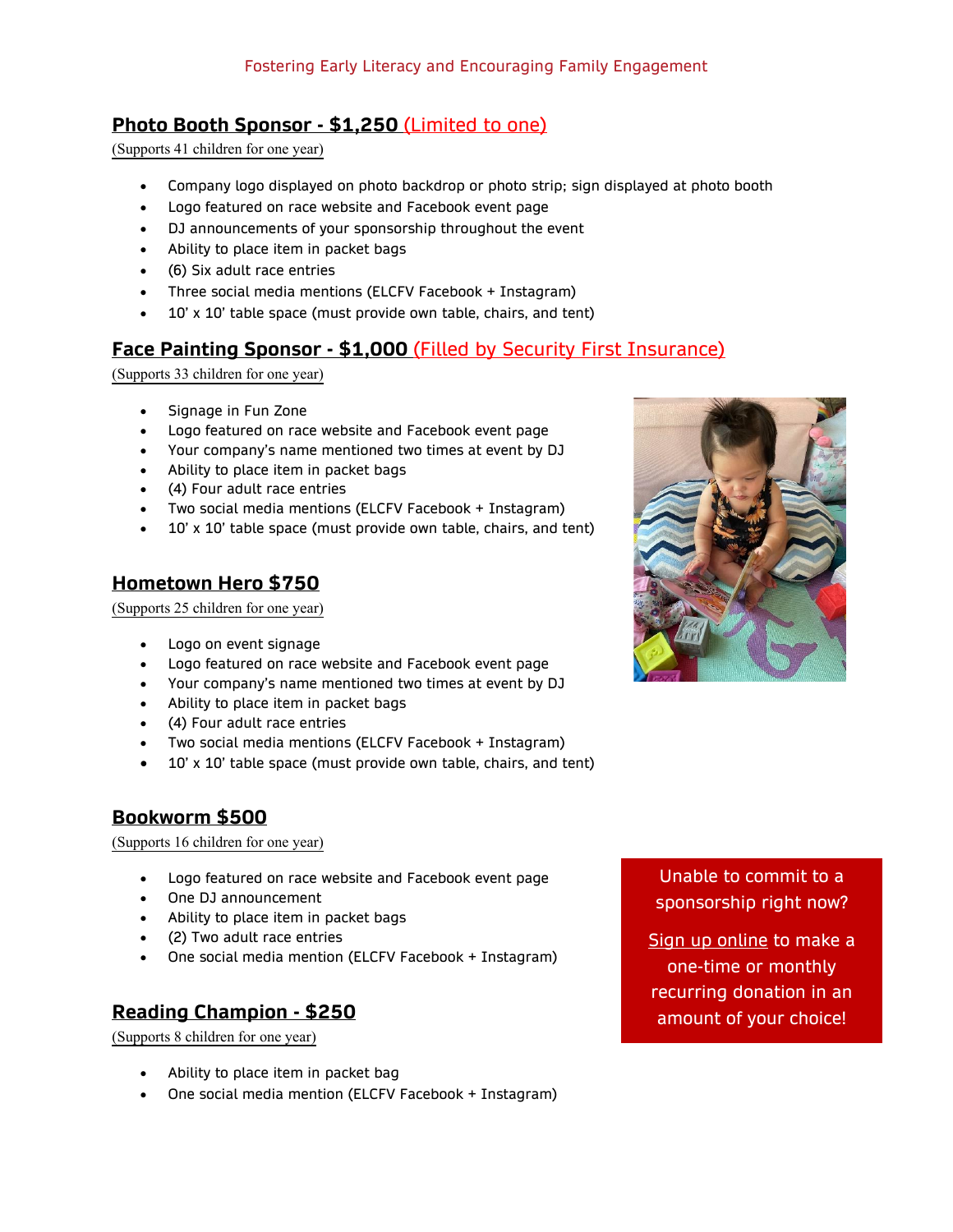Fostering Early Literacy and Encouraging Family Engagement

## Photo Booth Sponsor - $1,250 (Limited to one)

(Supports 41 children for one year)

- Company logo displayed on photo backdrop or photo strip; sign displayed at photo booth
- Logo featured on race website and Facebook event page
- DJ announcements of your sponsorship throughout the event
- Ability to place item in packet bags
- (6) Six adult race entries
- Three social media mentions (ELCFV Facebook + Instagram)
- 10' x 10' table space (must provide own table, chairs, and tent)

## Face Painting Sponsor - $1,000 (Filled by Security First Insurance)

(Supports 33 children for one year)

- Signage in Fun Zone
- Logo featured on race website and Facebook event page
- Your company's name mentioned two times at event by DJ
- Ability to place item in packet bags
- (4) Four adult race entries
- Two social media mentions (ELCFV Facebook + Instagram)
- 10' x 10' table space (must provide own table, chairs, and tent)

## Hometown Hero $750

(Supports 25 children for one year)

- Logo on event signage
- Logo featured on race website and Facebook event page
- Your company's name mentioned two times at event by DJ
- Ability to place item in packet bags
- (4) Four adult race entries
- Two social media mentions (ELCFV Facebook + Instagram)
- 10' x 10' table space (must provide own table, chairs, and tent)

## Bookworm $500

(Supports 16 children for one year)

- Logo featured on race website and Facebook event page
- One DJ announcement
- Ability to place item in packet bags
- (2) Two adult race entries
- One social media mention (ELCFV Facebook + Instagram)

## Reading Champion - $250

(Supports 8 children for one year)

- Ability to place item in packet bag
- One social media mention (ELCFV Facebook + Instagram)

Unable to commit to a sponsorship right now?

Sign up online to make a one-time or monthly recurring donation in an amount of your choice!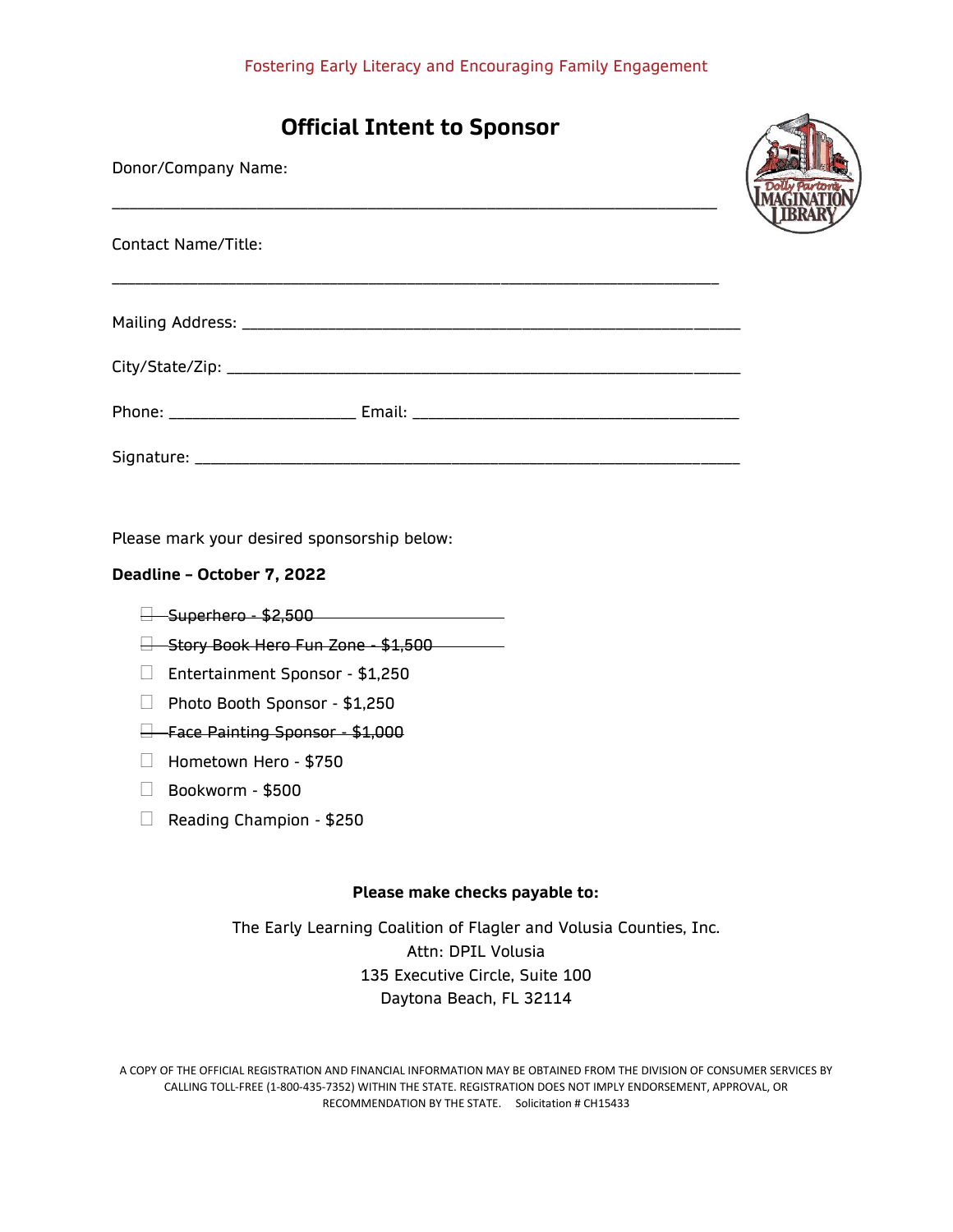Fostering Early Literacy and Encouraging Family Engagement

# Official Intent to Sponsor

Donor/Company Name:

\_\_\_\_\_\_\_\_\_\_\_\_\_\_\_\_\_\_\_\_\_\_\_\_\_\_\_\_\_\_\_\_\_\_\_\_\_\_\_\_\_\_\_\_\_\_\_\_\_\_\_\_\_\_\_\_\_\_\_\_\_\_\_\_\_\_\_\_

Contact Name/Title:

\_\_\_\_\_\_\_\_\_\_\_\_\_\_\_\_\_\_\_\_\_\_\_\_\_\_\_\_\_\_\_\_\_\_\_\_\_\_\_\_\_\_\_\_\_\_\_\_\_\_\_\_\_\_\_\_\_\_\_\_\_\_\_\_\_\_\_\_

Mailing Address: \_\_\_\_\_\_\_\_\_\_\_\_\_\_\_\_\_\_\_\_\_\_\_\_\_\_\_\_\_\_\_\_\_\_\_\_\_\_\_\_\_\_\_\_\_\_\_\_\_\_\_\_\_\_

City/State/Zip: \_\_\_\_\_\_\_\_\_\_\_\_\_\_\_\_\_\_\_\_\_\_\_\_\_\_\_\_\_\_\_\_\_\_\_\_\_\_\_\_\_\_\_\_\_\_\_\_\_\_\_\_\_\_\_\_

Phone: \_\_\_\_\_\_\_\_\_\_\_\_\_\_\_\_\_\_\_\_\_\_ Email: \_\_\_\_\_\_\_\_\_\_\_\_\_\_\_\_\_\_\_\_\_\_\_\_\_\_\_\_\_\_\_\_\_\_\_\_\_\_

Signature: \_\_\_\_\_\_\_\_\_\_\_\_\_\_\_\_\_\_\_\_\_\_\_\_\_\_\_\_\_\_\_\_\_\_\_\_\_\_\_\_\_\_\_\_\_\_\_\_\_\_\_\_\_\_\_\_\_\_\_\_

Please mark your desired sponsorship below:

**Deadline – October 7, 2022**

- ☐ ~~Superhero - $2,500~~
- ☐ ~~Story Book Hero Fun Zone - $1,500~~
- ☐ Entertainment Sponsor - $1,250
- ☐ Photo Booth Sponsor - $1,250
- ☐ ~~Face Painting Sponsor - $1,000~~
- ☐ Hometown Hero - $750
- ☐ Bookworm - $500
- ☐ Reading Champion - $250

**Please make checks payable to:**

The Early Learning Coalition of Flagler and Volusia Counties, Inc.
Attn: DPIL Volusia
135 Executive Circle, Suite 100
Daytona Beach, FL 32114

A COPY OF THE OFFICIAL REGISTRATION AND FINANCIAL INFORMATION MAY BE OBTAINED FROM THE DIVISION OF CONSUMER SERVICES BY CALLING TOLL-FREE (1-800-435-7352) WITHIN THE STATE. REGISTRATION DOES NOT IMPLY ENDORSEMENT, APPROVAL, OR RECOMMENDATION BY THE STATE. Solicitation # CH15433